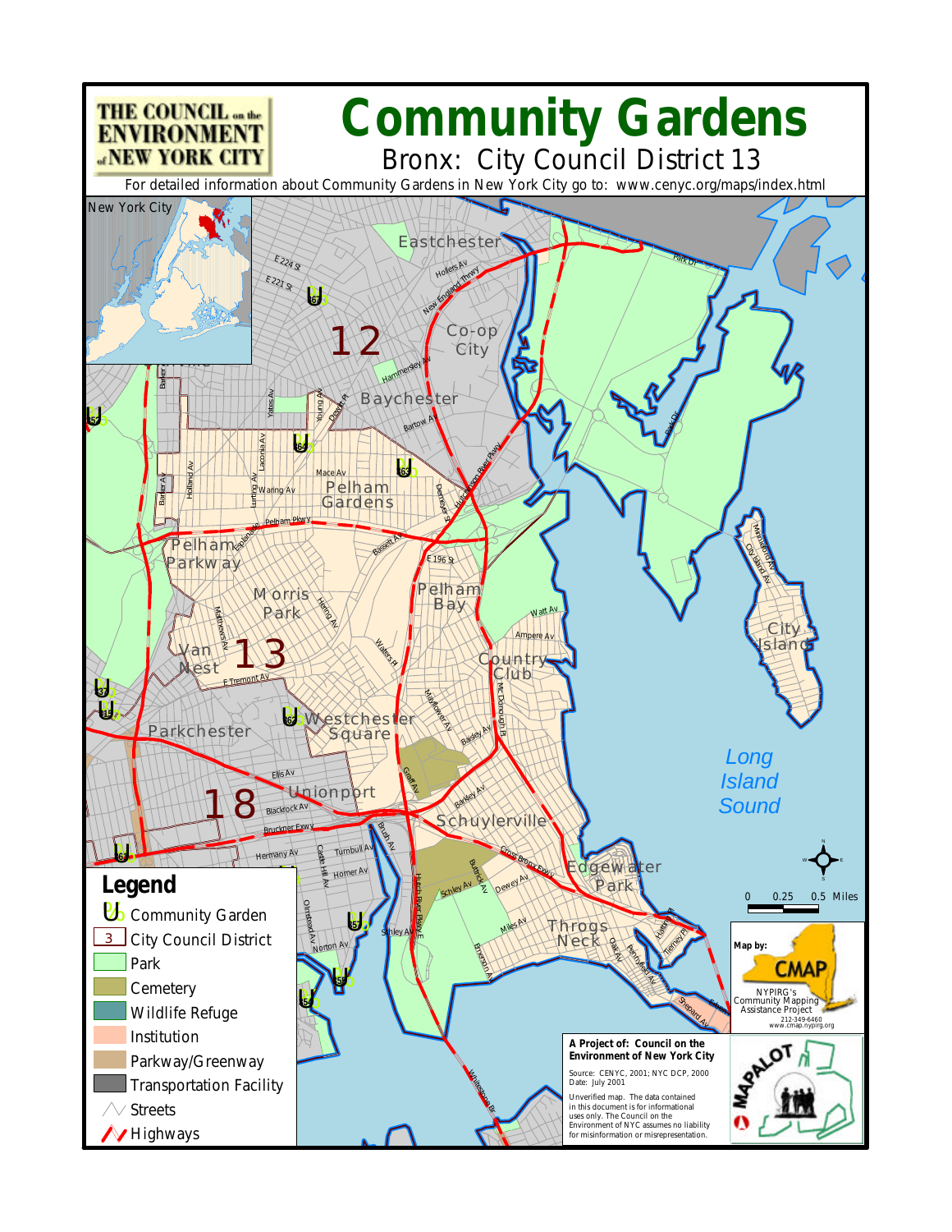# Community Gardens

## Bronx: City Council District 13

THE COUNCIL on the ENVIRONMENT of NEW YORK CITY

For detailed information about Community Gardens in New York City go to: www.cenyc.org/maps/index.html

**Legend**

- Community Garden
- City Council District
- Park
- Cemetery
- Wildlife Refuge
- Institution
- Parkway/Greenway
- Transportation Facility
- Streets
- Highways

0 0.25 0.5 Miles

**Map by:** CMAP
NYPIRG's Community Mapping Assistance Project
212-349-6460
www.cmap.nypirg.org

**A Project of: Council on the Environment of New York City**

Source: CENYC, 2001; NYC DCP, 2000
Date: July 2001

Unverified map. The data contained in this document is for informational uses only. The Council on the Environment of NYC assumes no liability for misinformation or misrepresentation.

MAPALOT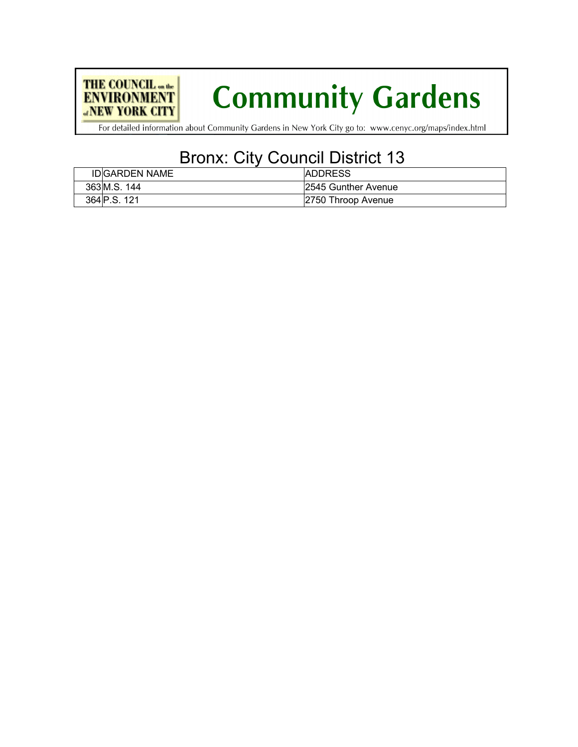THE COUNCIL on the ENVIRONMENT of NEW YORK CITY

# Community Gardens

For detailed information about Community Gardens in New York City go to: www.cenyc.org/maps/index.html

## Bronx: City Council District 13

| ID | GARDEN NAME | ADDRESS |
|---|---|---|
| 363 | M.S. 144 | 2545 Gunther Avenue |
| 364 | P.S. 121 | 2750 Throop Avenue |